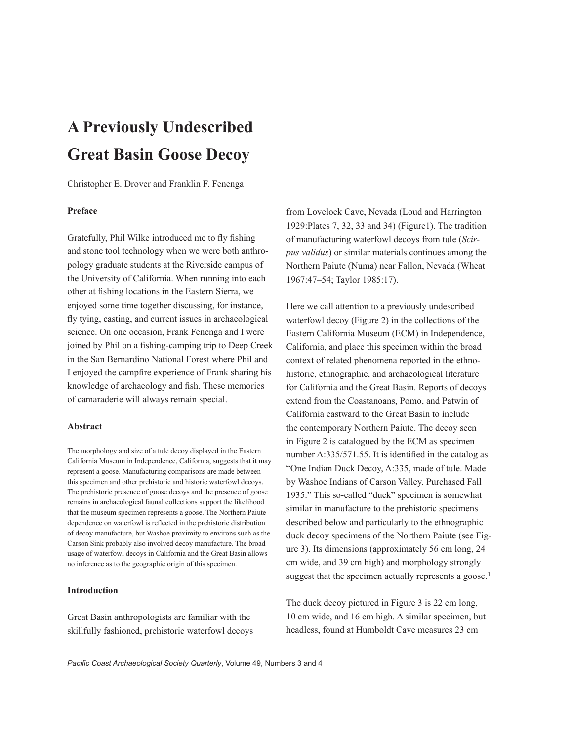# A Previously Undescribed Great Basin Goose Decoy

Christopher E. Drover and Franklin F. Fenenga

### Preface

Gratefully, Phil Wilke introduced me to fly fishing and stone tool technology when we were both anthropology graduate students at the Riverside campus of the University of California. When running into each other at fishing locations in the Eastern Sierra, we enjoyed some time together discussing, for instance, fly tying, casting, and current issues in archaeological science. On one occasion, Frank Fenenga and I were joined by Phil on a fishing-camping trip to Deep Creek in the San Bernardino National Forest where Phil and I enjoyed the campfire experience of Frank sharing his knowledge of archaeology and fish. These memories of camaraderie will always remain special.

### Abstract

The morphology and size of a tule decoy displayed in the Eastern California Museum in Independence, California, suggests that it may represent a goose. Manufacturing comparisons are made between this specimen and other prehistoric and historic waterfowl decoys. The prehistoric presence of goose decoys and the presence of goose remains in archaeological faunal collections support the likelihood that the museum specimen represents a goose. The Northern Paiute dependence on waterfowl is reflected in the prehistoric distribution of decoy manufacture, but Washoe proximity to environs such as the Carson Sink probably also involved decoy manufacture. The broad usage of waterfowl decoys in California and the Great Basin allows no inference as to the geographic origin of this specimen.

### Introduction

Great Basin anthropologists are familiar with the skillfully fashioned, prehistoric waterfowl decoys from Lovelock Cave, Nevada (Loud and Harrington 1929:Plates 7, 32, 33 and 34) (Figure1). The tradition of manufacturing waterfowl decoys from tule (*Scirpus validus*) or similar materials continues among the Northern Paiute (Numa) near Fallon, Nevada (Wheat 1967:47–54; Taylor 1985:17).

Here we call attention to a previously undescribed waterfowl decoy (Figure 2) in the collections of the Eastern California Museum (ECM) in Independence, California, and place this specimen within the broad context of related phenomena reported in the ethnohistoric, ethnographic, and archaeological literature for California and the Great Basin. Reports of decoys extend from the Coastanoans, Pomo, and Patwin of California eastward to the Great Basin to include the contemporary Northern Paiute. The decoy seen in Figure 2 is catalogued by the ECM as specimen number A:335/571.55. It is identified in the catalog as "One Indian Duck Decoy, A:335, made of tule. Made by Washoe Indians of Carson Valley. Purchased Fall 1935." This so-called "duck" specimen is somewhat similar in manufacture to the prehistoric specimens described below and particularly to the ethnographic duck decoy specimens of the Northern Paiute (see Figure 3). Its dimensions (approximately 56 cm long, 24 cm wide, and 39 cm high) and morphology strongly suggest that the specimen actually represents a goose.[1]

The duck decoy pictured in Figure 3 is 22 cm long, 10 cm wide, and 16 cm high. A similar specimen, but headless, found at Humboldt Cave measures 23 cm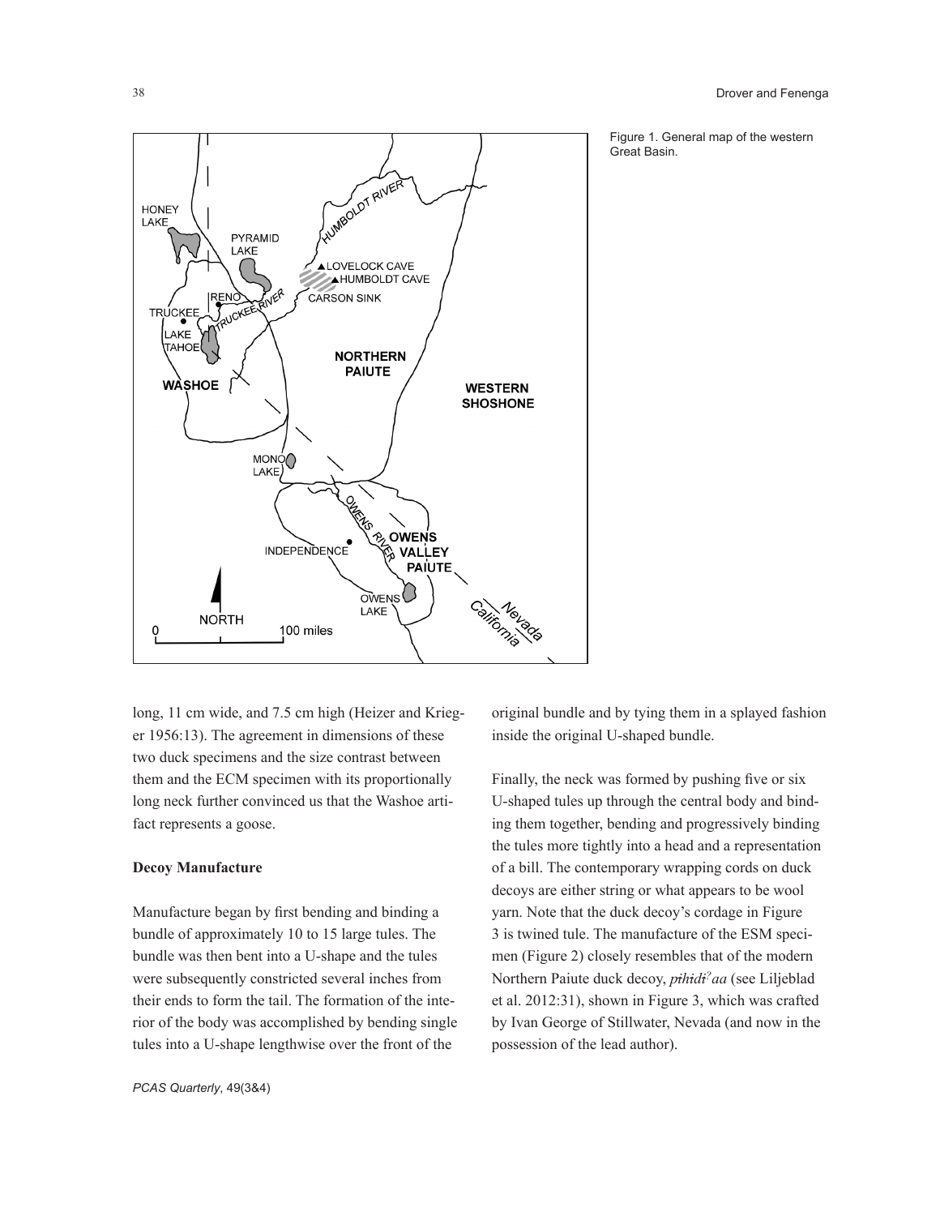Figure 1. General map of the western Great Basin.

long, 11 cm wide, and 7.5 cm high (Heizer and Krieger 1956:13). The agreement in dimensions of these two duck specimens and the size contrast between them and the ECM specimen with its proportionally long neck further convinced us that the Washoe artifact represents a goose.

### Decoy Manufacture

Manufacture began by first bending and binding a bundle of approximately 10 to 15 large tules. The bundle was then bent into a U-shape and the tules were subsequently constricted several inches from their ends to form the tail. The formation of the interior of the body was accomplished by bending single tules into a U-shape lengthwise over the front of the original bundle and by tying them in a splayed fashion inside the original U-shaped bundle.

Finally, the neck was formed by pushing five or six U-shaped tules up through the central body and binding them together, bending and progressively binding the tules more tightly into a head and a representation of a bill. The contemporary wrapping cords on duck decoys are either string or what appears to be wool yarn. Note that the duck decoy's cordage in Figure 3 is twined tule. The manufacture of the ESM specimen (Figure 2) closely resembles that of the modern Northern Paiute duck decoy, *pɨhidiˀaa* (see Liljeblad et al. 2012:31), shown in Figure 3, which was crafted by Ivan George of Stillwater, Nevada (and now in the possession of the lead author).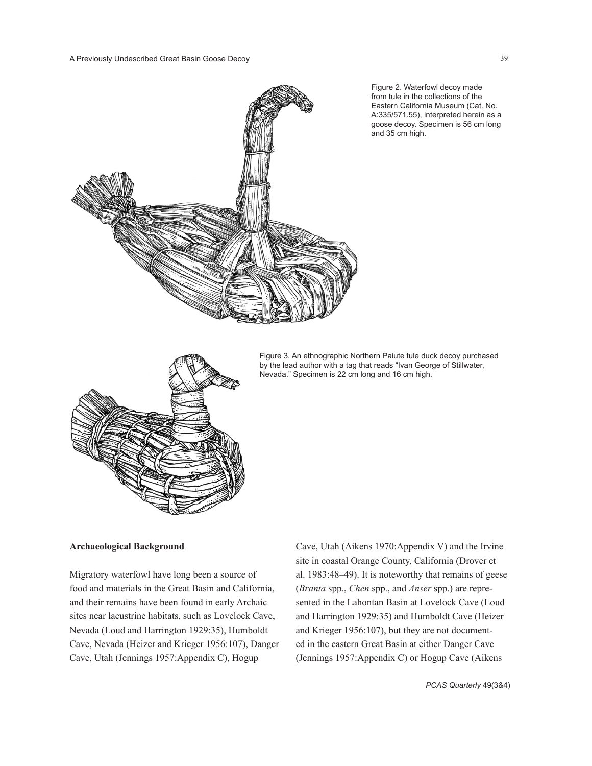Figure 2. Waterfowl decoy made from tule in the collections of the Eastern California Museum (Cat. No. A:335/571.55), interpreted herein as a goose decoy. Specimen is 56 cm long and 35 cm high.

Figure 3. An ethnographic Northern Paiute tule duck decoy purchased by the lead author with a tag that reads "Ivan George of Stillwater, Nevada." Specimen is 22 cm long and 16 cm high.

### Archaeological Background

Migratory waterfowl have long been a source of food and materials in the Great Basin and California, and their remains have been found in early Archaic sites near lacustrine habitats, such as Lovelock Cave, Nevada (Loud and Harrington 1929:35), Humboldt Cave, Nevada (Heizer and Krieger 1956:107), Danger Cave, Utah (Jennings 1957:Appendix C), Hogup Cave, Utah (Aikens 1970:Appendix V) and the Irvine site in coastal Orange County, California (Drover et al. 1983:48–49). It is noteworthy that remains of geese (*Branta* spp., *Chen* spp., and *Anser* spp.) are represented in the Lahontan Basin at Lovelock Cave (Loud and Harrington 1929:35) and Humboldt Cave (Heizer and Krieger 1956:107), but they are not documented in the eastern Great Basin at either Danger Cave (Jennings 1957:Appendix C) or Hogup Cave (Aikens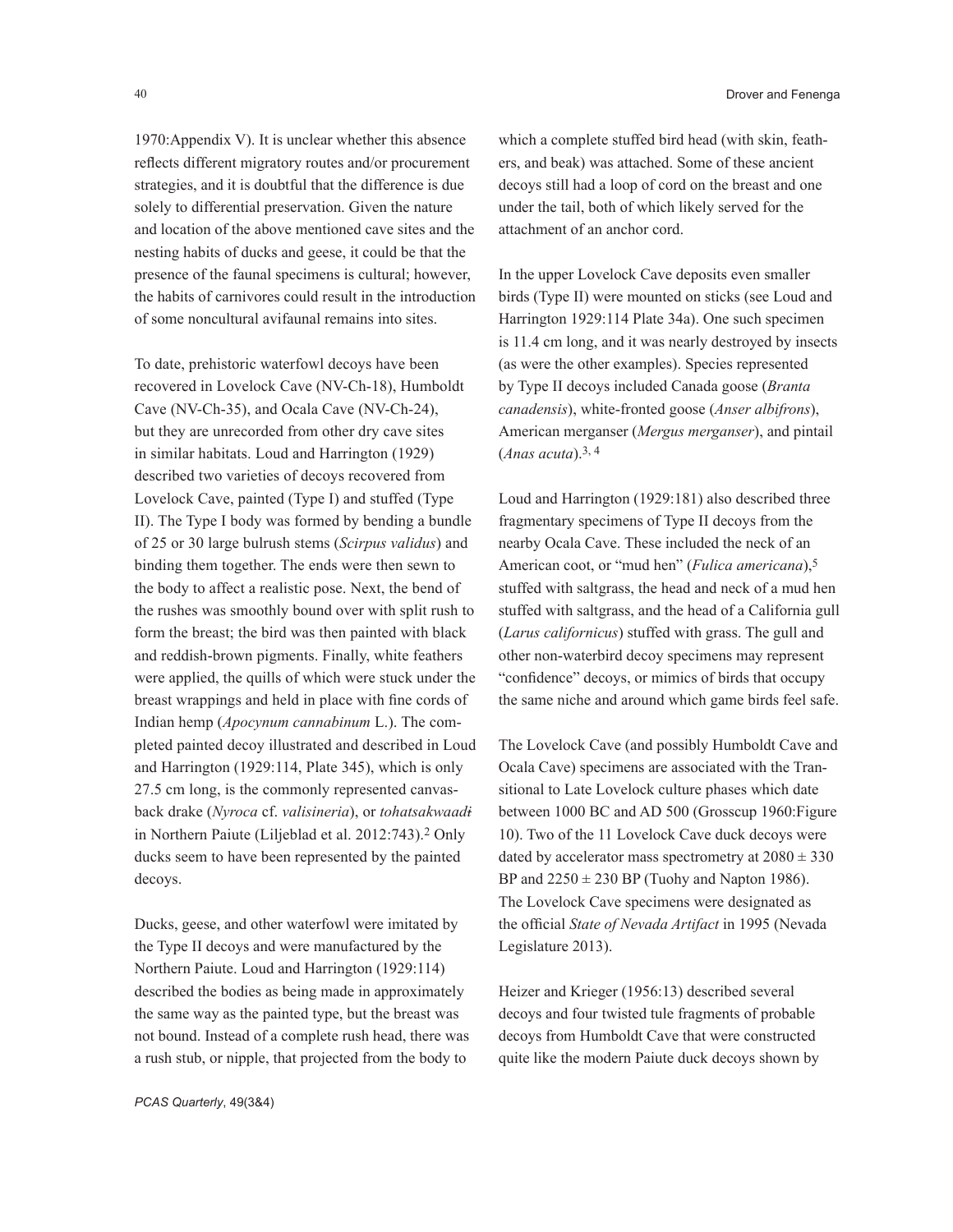1970:Appendix V). It is unclear whether this absence reflects different migratory routes and/or procurement strategies, and it is doubtful that the difference is due solely to differential preservation. Given the nature and location of the above mentioned cave sites and the nesting habits of ducks and geese, it could be that the presence of the faunal specimens is cultural; however, the habits of carnivores could result in the introduction of some noncultural avifaunal remains into sites.

To date, prehistoric waterfowl decoys have been recovered in Lovelock Cave (NV-Ch-18), Humboldt Cave (NV-Ch-35), and Ocala Cave (NV-Ch-24), but they are unrecorded from other dry cave sites in similar habitats. Loud and Harrington (1929) described two varieties of decoys recovered from Lovelock Cave, painted (Type I) and stuffed (Type II). The Type I body was formed by bending a bundle of 25 or 30 large bulrush stems (*Scirpus validus*) and binding them together. The ends were then sewn to the body to affect a realistic pose. Next, the bend of the rushes was smoothly bound over with split rush to form the breast; the bird was then painted with black and reddish-brown pigments. Finally, white feathers were applied, the quills of which were stuck under the breast wrappings and held in place with fine cords of Indian hemp (*Apocynum cannabinum* L.). The completed painted decoy illustrated and described in Loud and Harrington (1929:114, Plate 345), which is only 27.5 cm long, is the commonly represented canvasback drake (*Nyroca* cf. *valisineria*), or *tohatsakwaadɨ* in Northern Paiute (Liljeblad et al. 2012:743).[2] Only ducks seem to have been represented by the painted decoys.

Ducks, geese, and other waterfowl were imitated by the Type II decoys and were manufactured by the Northern Paiute. Loud and Harrington (1929:114) described the bodies as being made in approximately the same way as the painted type, but the breast was not bound. Instead of a complete rush head, there was a rush stub, or nipple, that projected from the body to which a complete stuffed bird head (with skin, feathers, and beak) was attached. Some of these ancient decoys still had a loop of cord on the breast and one under the tail, both of which likely served for the attachment of an anchor cord.

In the upper Lovelock Cave deposits even smaller birds (Type II) were mounted on sticks (see Loud and Harrington 1929:114 Plate 34a). One such specimen is 11.4 cm long, and it was nearly destroyed by insects (as were the other examples). Species represented by Type II decoys included Canada goose (*Branta canadensis*), white-fronted goose (*Anser albifrons*), American merganser (*Mergus merganser*), and pintail (*Anas acuta*).[3, 4]

Loud and Harrington (1929:181) also described three fragmentary specimens of Type II decoys from the nearby Ocala Cave. These included the neck of an American coot, or "mud hen" (*Fulica americana*),[5] stuffed with saltgrass, the head and neck of a mud hen stuffed with saltgrass, and the head of a California gull (*Larus californicus*) stuffed with grass. The gull and other non-waterbird decoy specimens may represent "confidence" decoys, or mimics of birds that occupy the same niche and around which game birds feel safe.

The Lovelock Cave (and possibly Humboldt Cave and Ocala Cave) specimens are associated with the Transitional to Late Lovelock culture phases which date between 1000 BC and AD 500 (Grosscup 1960:Figure 10). Two of the 11 Lovelock Cave duck decoys were dated by accelerator mass spectrometry at $2080 \pm 330$ BP and $2250 \pm 230$ BP (Tuohy and Napton 1986). The Lovelock Cave specimens were designated as the official *State of Nevada Artifact* in 1995 (Nevada Legislature 2013).

Heizer and Krieger (1956:13) described several decoys and four twisted tule fragments of probable decoys from Humboldt Cave that were constructed quite like the modern Paiute duck decoys shown by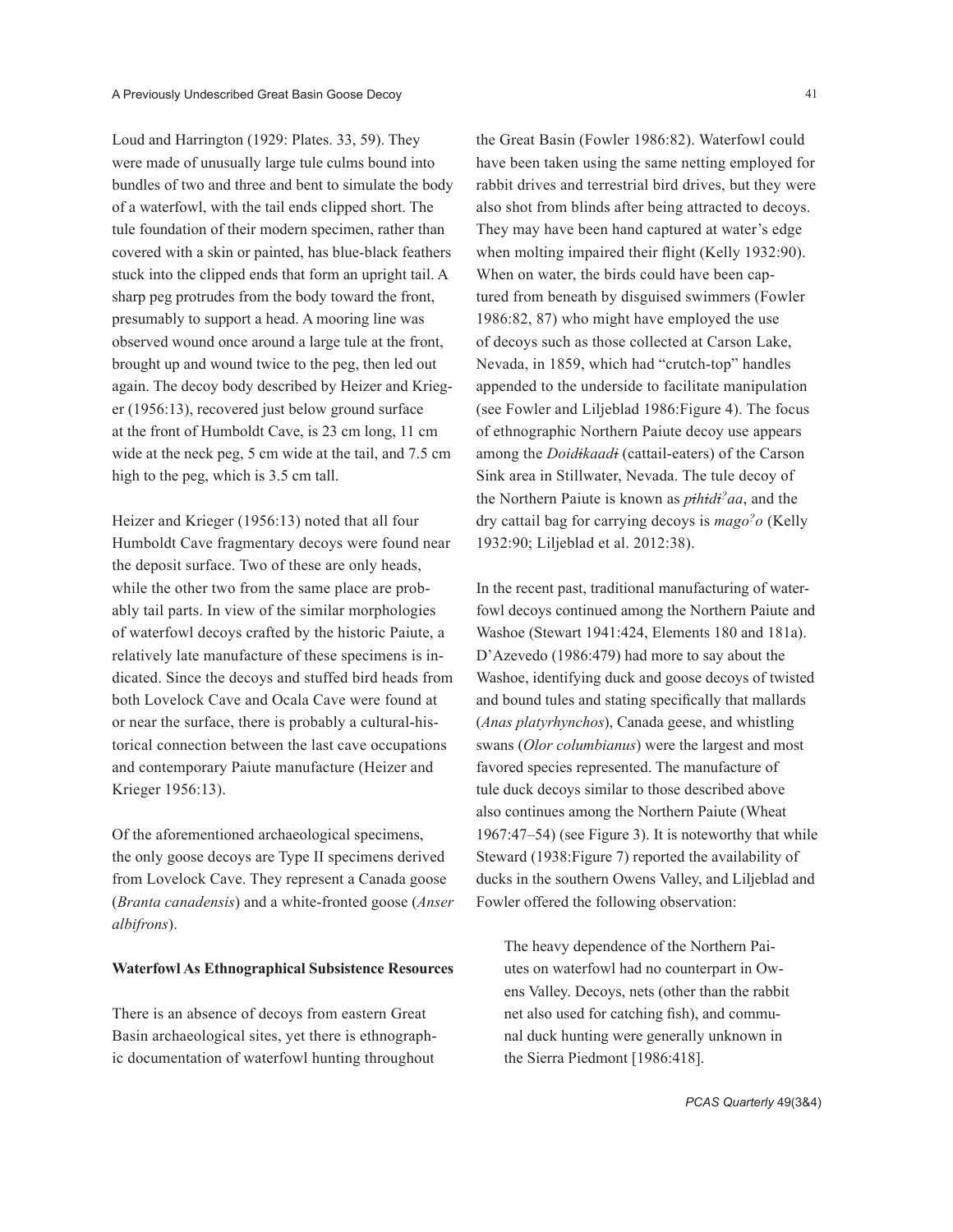Loud and Harrington (1929: Plates. 33, 59). They were made of unusually large tule culms bound into bundles of two and three and bent to simulate the body of a waterfowl, with the tail ends clipped short. The tule foundation of their modern specimen, rather than covered with a skin or painted, has blue-black feathers stuck into the clipped ends that form an upright tail. A sharp peg protrudes from the body toward the front, presumably to support a head. A mooring line was observed wound once around a large tule at the front, brought up and wound twice to the peg, then led out again. The decoy body described by Heizer and Krieger (1956:13), recovered just below ground surface at the front of Humboldt Cave, is 23 cm long, 11 cm wide at the neck peg, 5 cm wide at the tail, and 7.5 cm high to the peg, which is 3.5 cm tall.

Heizer and Krieger (1956:13) noted that all four Humboldt Cave fragmentary decoys were found near the deposit surface. Two of these are only heads, while the other two from the same place are probably tail parts. In view of the similar morphologies of waterfowl decoys crafted by the historic Paiute, a relatively late manufacture of these specimens is indicated. Since the decoys and stuffed bird heads from both Lovelock Cave and Ocala Cave were found at or near the surface, there is probably a cultural-historical connection between the last cave occupations and contemporary Paiute manufacture (Heizer and Krieger 1956:13).

Of the aforementioned archaeological specimens, the only goose decoys are Type II specimens derived from Lovelock Cave. They represent a Canada goose (*Branta canadensis*) and a white-fronted goose (*Anser albifrons*).

### Waterfowl As Ethnographical Subsistence Resources

There is an absence of decoys from eastern Great Basin archaeological sites, yet there is ethnographic documentation of waterfowl hunting throughout the Great Basin (Fowler 1986:82). Waterfowl could have been taken using the same netting employed for rabbit drives and terrestrial bird drives, but they were also shot from blinds after being attracted to decoys. They may have been hand captured at water's edge when molting impaired their flight (Kelly 1932:90). When on water, the birds could have been captured from beneath by disguised swimmers (Fowler 1986:82, 87) who might have employed the use of decoys such as those collected at Carson Lake, Nevada, in 1859, which had "crutch-top" handles appended to the underside to facilitate manipulation (see Fowler and Liljeblad 1986:Figure 4). The focus of ethnographic Northern Paiute decoy use appears among the *Doidɨkaadɨ* (cattail-eaters) of the Carson Sink area in Stillwater, Nevada. The tule decoy of the Northern Paiute is known as *pɨhɨdɨʔaa*, and the dry cattail bag for carrying decoys is *magoʔo* (Kelly 1932:90; Liljeblad et al. 2012:38).

In the recent past, traditional manufacturing of waterfowl decoys continued among the Northern Paiute and Washoe (Stewart 1941:424, Elements 180 and 181a). D'Azevedo (1986:479) had more to say about the Washoe, identifying duck and goose decoys of twisted and bound tules and stating specifically that mallards (*Anas platyrhynchos*), Canada geese, and whistling swans (*Olor columbianus*) were the largest and most favored species represented. The manufacture of tule duck decoys similar to those described above also continues among the Northern Paiute (Wheat 1967:47–54) (see Figure 3). It is noteworthy that while Steward (1938:Figure 7) reported the availability of ducks in the southern Owens Valley, and Liljeblad and Fowler offered the following observation:

> The heavy dependence of the Northern Paiutes on waterfowl had no counterpart in Owens Valley. Decoys, nets (other than the rabbit net also used for catching fish), and communal duck hunting were generally unknown in the Sierra Piedmont [1986:418].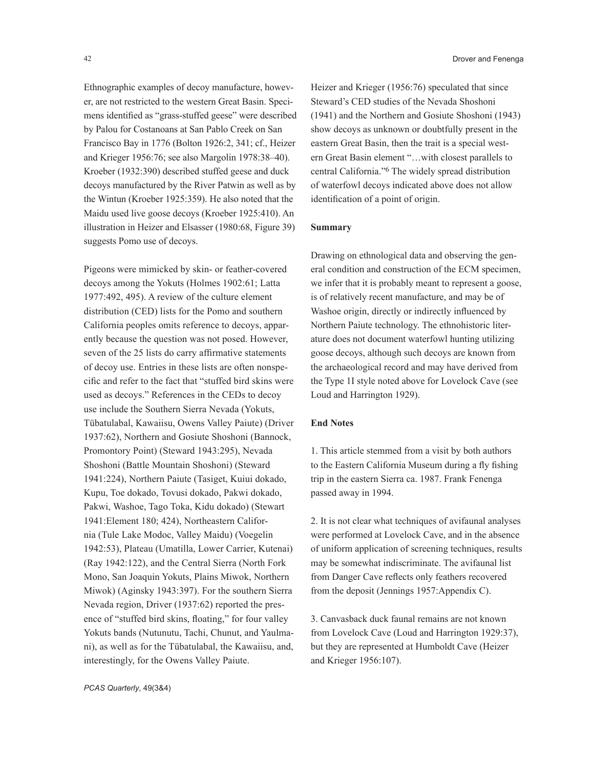Ethnographic examples of decoy manufacture, however, are not restricted to the western Great Basin. Specimens identified as "grass-stuffed geese" were described by Palou for Costanoans at San Pablo Creek on San Francisco Bay in 1776 (Bolton 1926:2, 341; cf., Heizer and Krieger 1956:76; see also Margolin 1978:38–40). Kroeber (1932:390) described stuffed geese and duck decoys manufactured by the River Patwin as well as by the Wintun (Kroeber 1925:359). He also noted that the Maidu used live goose decoys (Kroeber 1925:410). An illustration in Heizer and Elsasser (1980:68, Figure 39) suggests Pomo use of decoys.

Pigeons were mimicked by skin- or feather-covered decoys among the Yokuts (Holmes 1902:61; Latta 1977:492, 495). A review of the culture element distribution (CED) lists for the Pomo and southern California peoples omits reference to decoys, apparently because the question was not posed. However, seven of the 25 lists do carry affirmative statements of decoy use. Entries in these lists are often nonspecific and refer to the fact that "stuffed bird skins were used as decoys." References in the CEDs to decoy use include the Southern Sierra Nevada (Yokuts, Tübatulabal, Kawaiisu, Owens Valley Paiute) (Driver 1937:62), Northern and Gosiute Shoshoni (Bannock, Promontory Point) (Steward 1943:295), Nevada Shoshoni (Battle Mountain Shoshoni) (Steward 1941:224), Northern Paiute (Tasiget, Kuiui dokado, Kupu, Toe dokado, Tovusi dokado, Pakwi dokado, Pakwi, Washoe, Tago Toka, Kidu dokado) (Stewart 1941:Element 180; 424), Northeastern California (Tule Lake Modoc, Valley Maidu) (Voegelin 1942:53), Plateau (Umatilla, Lower Carrier, Kutenai) (Ray 1942:122), and the Central Sierra (North Fork Mono, San Joaquin Yokuts, Plains Miwok, Northern Miwok) (Aginsky 1943:397). For the southern Sierra Nevada region, Driver (1937:62) reported the presence of "stuffed bird skins, floating," for four valley Yokuts bands (Nutunutu, Tachi, Chunut, and Yaulmani), as well as for the Tübatulabal, the Kawaiisu, and, interestingly, for the Owens Valley Paiute.

Heizer and Krieger (1956:76) speculated that since Steward's CED studies of the Nevada Shoshoni (1941) and the Northern and Gosiute Shoshoni (1943) show decoys as unknown or doubtfully present in the eastern Great Basin, then the trait is a special western Great Basin element "…with closest parallels to central California."[6] The widely spread distribution of waterfowl decoys indicated above does not allow identification of a point of origin.

**Summary**

Drawing on ethnological data and observing the general condition and construction of the ECM specimen, we infer that it is probably meant to represent a goose, is of relatively recent manufacture, and may be of Washoe origin, directly or indirectly influenced by Northern Paiute technology. The ethnohistoric literature does not document waterfowl hunting utilizing goose decoys, although such decoys are known from the archaeological record and may have derived from the Type 1I style noted above for Lovelock Cave (see Loud and Harrington 1929).

**End Notes**

1. This article stemmed from a visit by both authors to the Eastern California Museum during a fly fishing trip in the eastern Sierra ca. 1987. Frank Fenenga passed away in 1994.

2. It is not clear what techniques of avifaunal analyses were performed at Lovelock Cave, and in the absence of uniform application of screening techniques, results may be somewhat indiscriminate. The avifaunal list from Danger Cave reflects only feathers recovered from the deposit (Jennings 1957:Appendix C).

3. Canvasback duck faunal remains are not known from Lovelock Cave (Loud and Harrington 1929:37), but they are represented at Humboldt Cave (Heizer and Krieger 1956:107).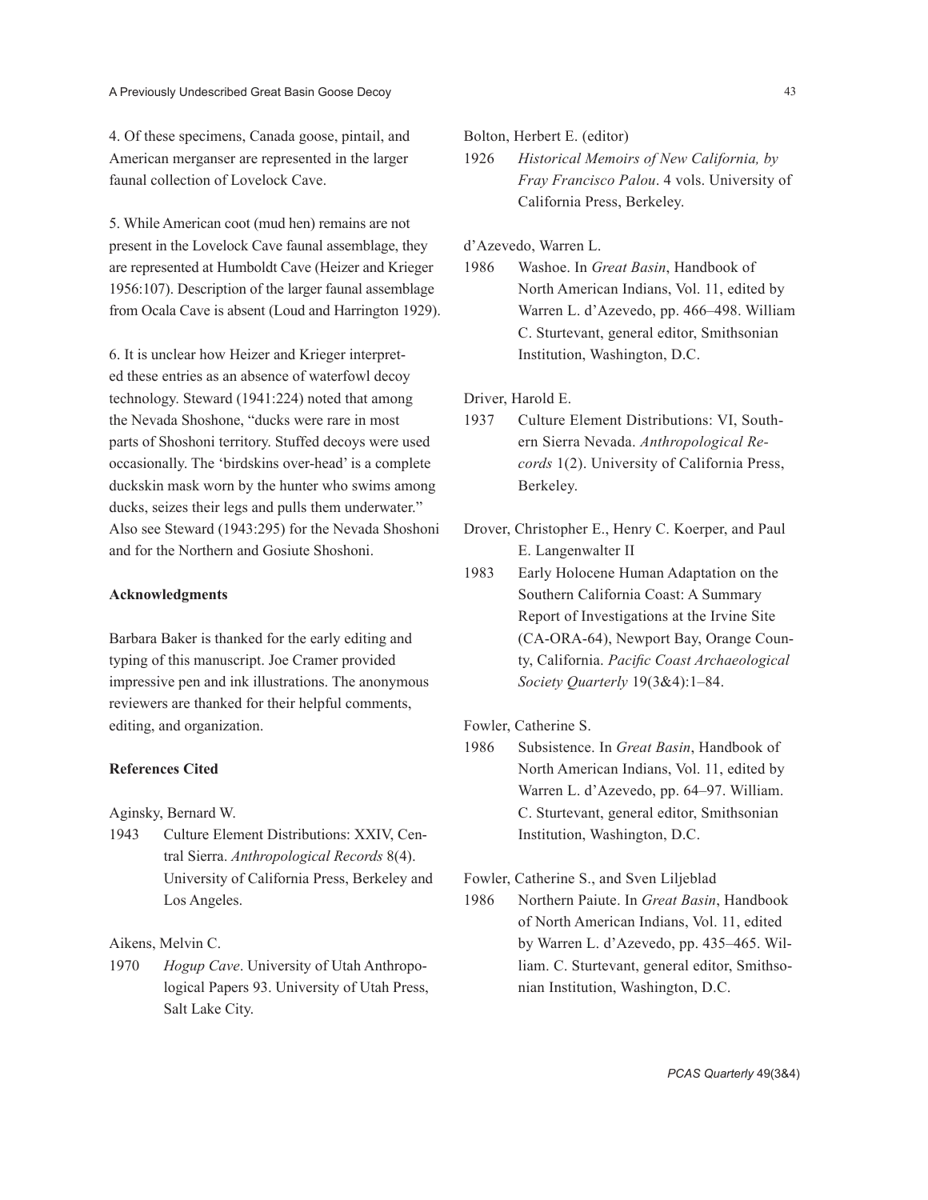4. Of these specimens, Canada goose, pintail, and American merganser are represented in the larger faunal collection of Lovelock Cave.

5. While American coot (mud hen) remains are not present in the Lovelock Cave faunal assemblage, they are represented at Humboldt Cave (Heizer and Krieger 1956:107). Description of the larger faunal assemblage from Ocala Cave is absent (Loud and Harrington 1929).

6. It is unclear how Heizer and Krieger interpreted these entries as an absence of waterfowl decoy technology. Steward (1941:224) noted that among the Nevada Shoshone, "ducks were rare in most parts of Shoshoni territory. Stuffed decoys were used occasionally. The 'birdskins over-head' is a complete duckskin mask worn by the hunter who swims among ducks, seizes their legs and pulls them underwater." Also see Steward (1943:295) for the Nevada Shoshoni and for the Northern and Gosiute Shoshoni.

### Acknowledgments

Barbara Baker is thanked for the early editing and typing of this manuscript. Joe Cramer provided impressive pen and ink illustrations. The anonymous reviewers are thanked for their helpful comments, editing, and organization.

### References Cited

Aginsky, Bernard W.

1943 Culture Element Distributions: XXIV, Central Sierra. *Anthropological Records* 8(4). University of California Press, Berkeley and Los Angeles.

Aikens, Melvin C.

1970 *Hogup Cave*. University of Utah Anthropological Papers 93. University of Utah Press, Salt Lake City.

Bolton, Herbert E. (editor)

1926 *Historical Memoirs of New California, by Fray Francisco Palou*. 4 vols. University of California Press, Berkeley.

d'Azevedo, Warren L.

1986 Washoe. In *Great Basin*, Handbook of North American Indians, Vol. 11, edited by Warren L. d'Azevedo, pp. 466–498. William C. Sturtevant, general editor, Smithsonian Institution, Washington, D.C.

Driver, Harold E.

1937 Culture Element Distributions: VI, Southern Sierra Nevada. *Anthropological Records* 1(2). University of California Press, Berkeley.

Drover, Christopher E., Henry C. Koerper, and Paul E. Langenwalter II

1983 Early Holocene Human Adaptation on the Southern California Coast: A Summary Report of Investigations at the Irvine Site (CA-ORA-64), Newport Bay, Orange County, California. *Pacific Coast Archaeological Society Quarterly* 19(3&4):1–84.

Fowler, Catherine S.

1986 Subsistence. In *Great Basin*, Handbook of North American Indians, Vol. 11, edited by Warren L. d'Azevedo, pp. 64–97. William. C. Sturtevant, general editor, Smithsonian Institution, Washington, D.C.

Fowler, Catherine S., and Sven Liljeblad

1986 Northern Paiute. In *Great Basin*, Handbook of North American Indians, Vol. 11, edited by Warren L. d'Azevedo, pp. 435–465. William. C. Sturtevant, general editor, Smithsonian Institution, Washington, D.C.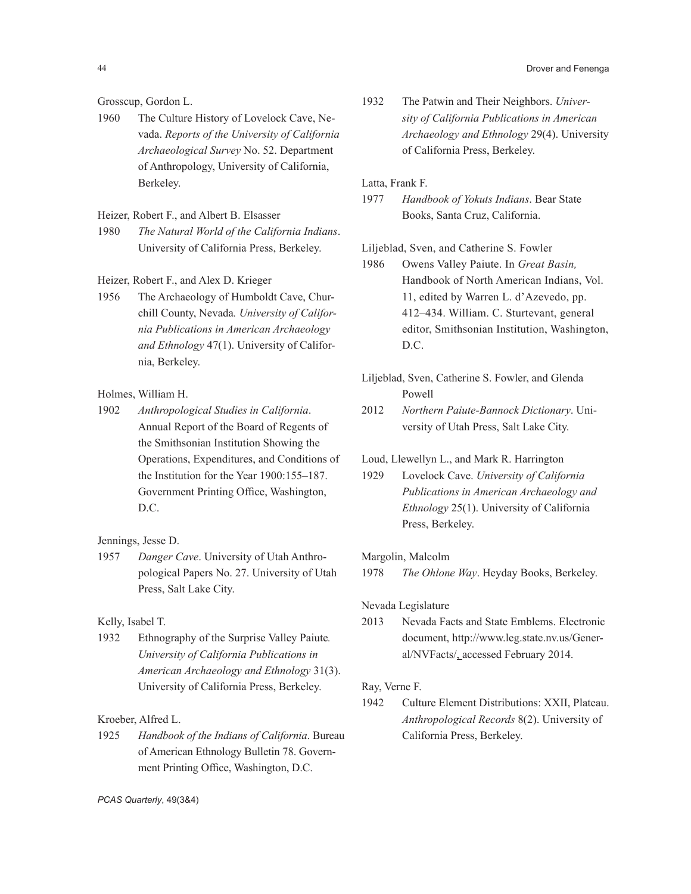Grosscup, Gordon L.

1960 The Culture History of Lovelock Cave, Nevada. *Reports of the University of California Archaeological Survey* No. 52. Department of Anthropology, University of California, Berkeley.

Heizer, Robert F., and Albert B. Elsasser

1980 *The Natural World of the California Indians*. University of California Press, Berkeley.

Heizer, Robert F., and Alex D. Krieger

1956 The Archaeology of Humboldt Cave, Churchill County, Nevada. *University of California Publications in American Archaeology and Ethnology* 47(1). University of California, Berkeley.

Holmes, William H.

1902 *Anthropological Studies in California*. Annual Report of the Board of Regents of the Smithsonian Institution Showing the Operations, Expenditures, and Conditions of the Institution for the Year 1900:155–187. Government Printing Office, Washington, D.C.

Jennings, Jesse D.

1957 *Danger Cave*. University of Utah Anthropological Papers No. 27. University of Utah Press, Salt Lake City.

Kelly, Isabel T.

1932 Ethnography of the Surprise Valley Paiute. *University of California Publications in American Archaeology and Ethnology* 31(3). University of California Press, Berkeley.

Kroeber, Alfred L.

1925 *Handbook of the Indians of California*. Bureau of American Ethnology Bulletin 78. Government Printing Office, Washington, D.C.

1932 The Patwin and Their Neighbors. *University of California Publications in American Archaeology and Ethnology* 29(4). University of California Press, Berkeley.

Latta, Frank F.

1977 *Handbook of Yokuts Indians*. Bear State Books, Santa Cruz, California.

Liljeblad, Sven, and Catherine S. Fowler

1986 Owens Valley Paiute. In *Great Basin,* Handbook of North American Indians, Vol. 11, edited by Warren L. d'Azevedo, pp. 412–434. William. C. Sturtevant, general editor, Smithsonian Institution, Washington, D.C.

Liljeblad, Sven, Catherine S. Fowler, and Glenda Powell

2012 *Northern Paiute-Bannock Dictionary*. University of Utah Press, Salt Lake City.

Loud, Llewellyn L., and Mark R. Harrington

1929 Lovelock Cave. *University of California Publications in American Archaeology and Ethnology* 25(1). University of California Press, Berkeley.

Margolin, Malcolm

1978 *The Ohlone Way*. Heyday Books, Berkeley.

Nevada Legislature

2013 Nevada Facts and State Emblems. Electronic document, http://www.leg.state.nv.us/General/NVFacts/, accessed February 2014.

Ray, Verne F.

1942 Culture Element Distributions: XXII, Plateau. *Anthropological Records* 8(2). University of California Press, Berkeley.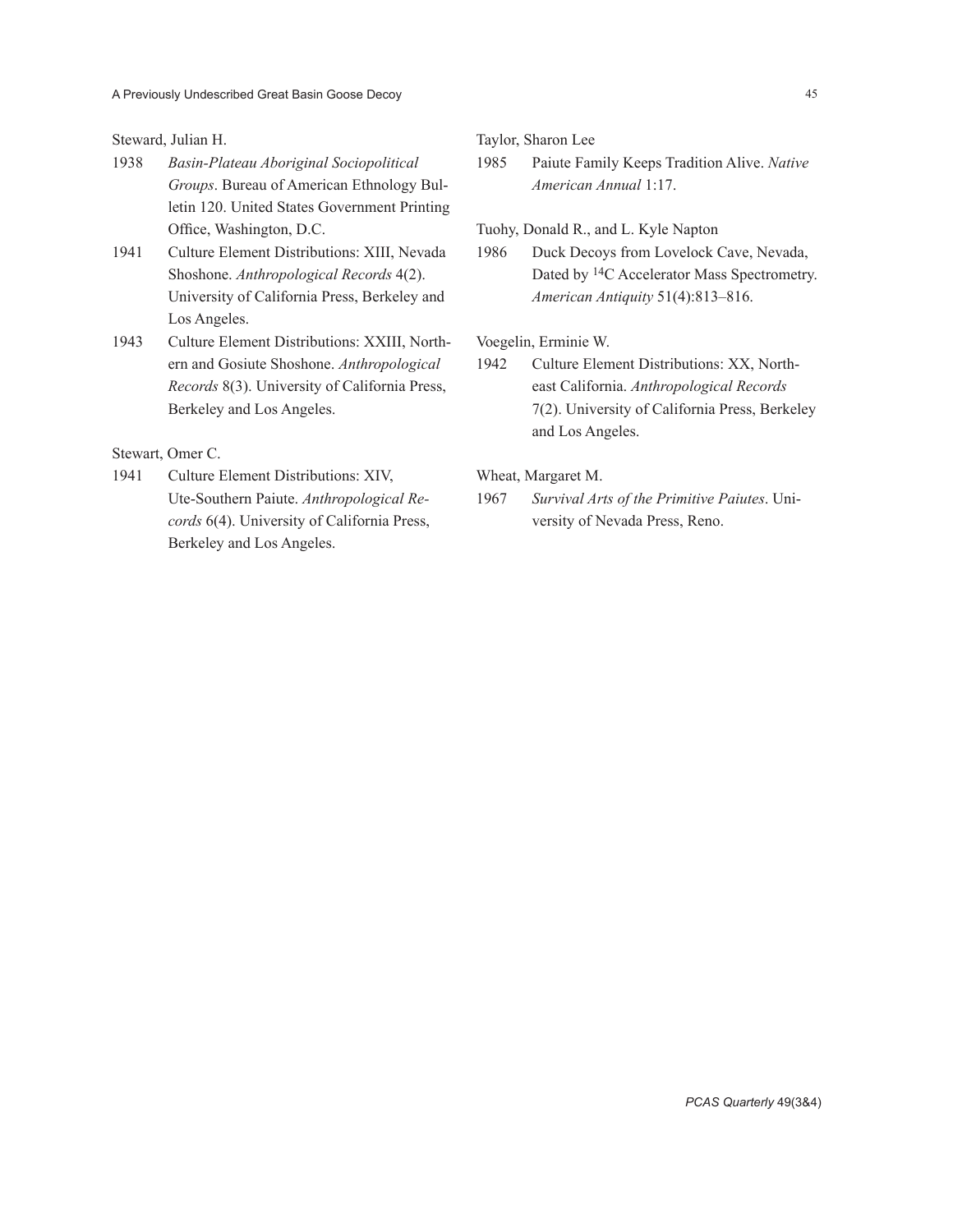Steward, Julian H.

1938 *Basin-Plateau Aboriginal Sociopolitical Groups*. Bureau of American Ethnology Bulletin 120. United States Government Printing Office, Washington, D.C.

1941 Culture Element Distributions: XIII, Nevada Shoshone. *Anthropological Records* 4(2). University of California Press, Berkeley and Los Angeles.

1943 Culture Element Distributions: XXIII, Northern and Gosiute Shoshone. *Anthropological Records* 8(3). University of California Press, Berkeley and Los Angeles.

Stewart, Omer C.

1941 Culture Element Distributions: XIV, Ute-Southern Paiute. *Anthropological Records* 6(4). University of California Press, Berkeley and Los Angeles.

Taylor, Sharon Lee

1985 Paiute Family Keeps Tradition Alive. *Native American Annual* 1:17.

Tuohy, Donald R., and L. Kyle Napton

1986 Duck Decoys from Lovelock Cave, Nevada, Dated by $^{14}C$ Accelerator Mass Spectrometry. *American Antiquity* 51(4):813–816.

Voegelin, Erminie W.

1942 Culture Element Distributions: XX, Northeast California. *Anthropological Records* 7(2). University of California Press, Berkeley and Los Angeles.

Wheat, Margaret M.

1967 *Survival Arts of the Primitive Paiutes*. University of Nevada Press, Reno.